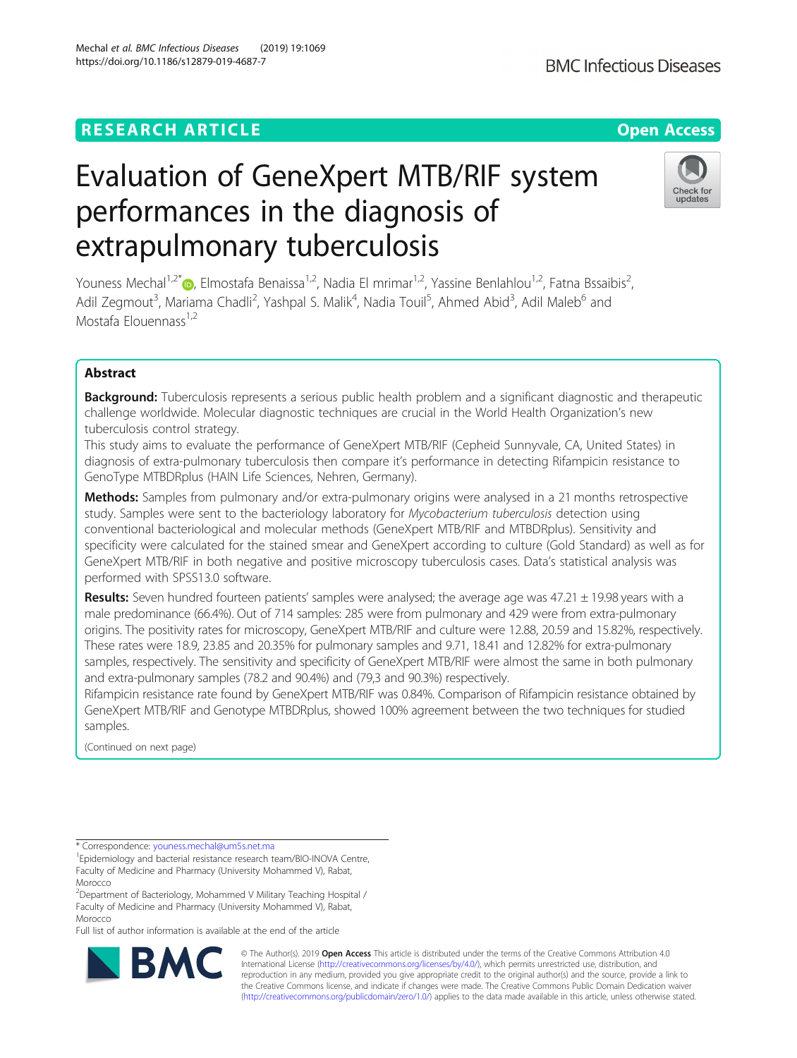RESEARCH ARTICLE

Open Access

# Evaluation of GeneXpert MTB/RIF system performances in the diagnosis of extrapulmonary tuberculosis

Youness Mechal[1,2*], Elmostafa Benaissa[1,2], Nadia El mrimar[1,2], Yassine Benlahlou[1,2], Fatna Bssaibis[2], Adil Zegmout[3], Mariama Chadli[2], Yashpal S. Malik[4], Nadia Touil[5], Ahmed Abid[3], Adil Maleb[6] and Mostafa Elouennass[1,2]

## Abstract

**Background:** Tuberculosis represents a serious public health problem and a significant diagnostic and therapeutic challenge worldwide. Molecular diagnostic techniques are crucial in the World Health Organization's new tuberculosis control strategy.

This study aims to evaluate the performance of GeneXpert MTB/RIF (Cepheid Sunnyvale, CA, United States) in diagnosis of extra-pulmonary tuberculosis then compare it's performance in detecting Rifampicin resistance to GenoType MTBDRplus (HAIN Life Sciences, Nehren, Germany).

**Methods:** Samples from pulmonary and/or extra-pulmonary origins were analysed in a 21 months retrospective study. Samples were sent to the bacteriology laboratory for *Mycobacterium tuberculosis* detection using conventional bacteriological and molecular methods (GeneXpert MTB/RIF and MTBDRplus). Sensitivity and specificity were calculated for the stained smear and GeneXpert according to culture (Gold Standard) as well as for GeneXpert MTB/RIF in both negative and positive microscopy tuberculosis cases. Data's statistical analysis was performed with SPSS13.0 software.

**Results:** Seven hundred fourteen patients' samples were analysed; the average age was 47.21 ± 19.98 years with a male predominance (66.4%). Out of 714 samples: 285 were from pulmonary and 429 were from extra-pulmonary origins. The positivity rates for microscopy, GeneXpert MTB/RIF and culture were 12.88, 20.59 and 15.82%, respectively. These rates were 18.9, 23.85 and 20.35% for pulmonary samples and 9.71, 18.41 and 12.82% for extra-pulmonary samples, respectively. The sensitivity and specificity of GeneXpert MTB/RIF were almost the same in both pulmonary and extra-pulmonary samples (78.2 and 90.4%) and (79,3 and 90.3%) respectively.

Rifampicin resistance rate found by GeneXpert MTB/RIF was 0.84%. Comparison of Rifampicin resistance obtained by GeneXpert MTB/RIF and Genotype MTBDRplus, showed 100% agreement between the two techniques for studied samples.

(Continued on next page)

* Correspondence: youness.mechal@um5s.net.ma

[1]Epidemiology and bacterial resistance research team/BIO-INOVA Centre, Faculty of Medicine and Pharmacy (University Mohammed V), Rabat, Morocco

[2]Department of Bacteriology, Mohammed V Military Teaching Hospital / Faculty of Medicine and Pharmacy (University Mohammed V), Rabat, Morocco

Full list of author information is available at the end of the article

© The Author(s). 2019 **Open Access** This article is distributed under the terms of the Creative Commons Attribution 4.0 International License (http://creativecommons.org/licenses/by/4.0/), which permits unrestricted use, distribution, and reproduction in any medium, provided you give appropriate credit to the original author(s) and the source, provide a link to the Creative Commons license, and indicate if changes were made. The Creative Commons Public Domain Dedication waiver (http://creativecommons.org/publicdomain/zero/1.0/) applies to the data made available in this article, unless otherwise stated.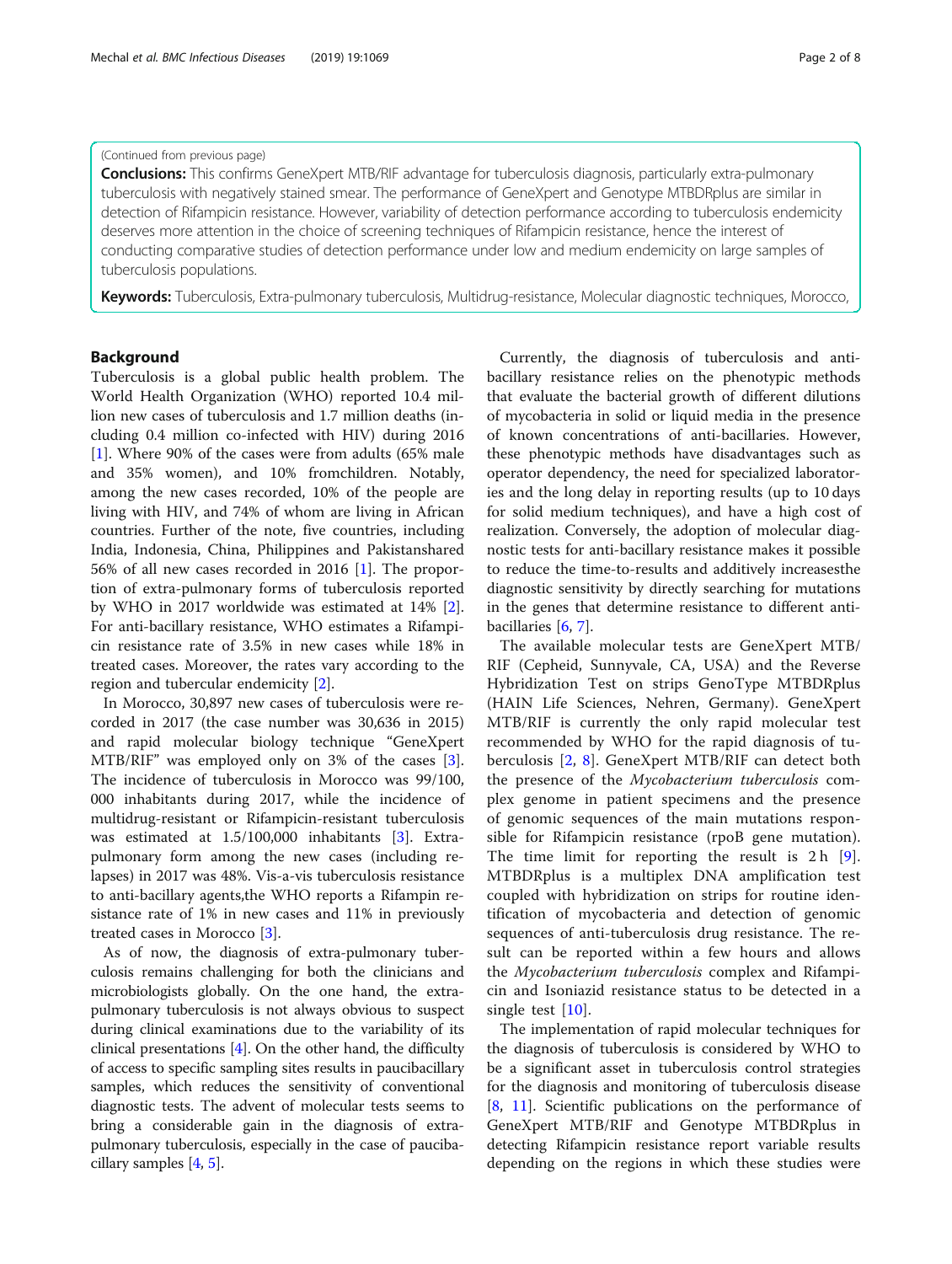(Continued from previous page)

**Conclusions:** This confirms GeneXpert MTB/RIF advantage for tuberculosis diagnosis, particularly extra-pulmonary tuberculosis with negatively stained smear. The performance of GeneXpert and Genotype MTBDRplus are similar in detection of Rifampicin resistance. However, variability of detection performance according to tuberculosis endemicity deserves more attention in the choice of screening techniques of Rifampicin resistance, hence the interest of conducting comparative studies of detection performance under low and medium endemicity on large samples of tuberculosis populations.

**Keywords:** Tuberculosis, Extra-pulmonary tuberculosis, Multidrug-resistance, Molecular diagnostic techniques, Morocco,

## Background

Tuberculosis is a global public health problem. The World Health Organization (WHO) reported 10.4 million new cases of tuberculosis and 1.7 million deaths (including 0.4 million co-infected with HIV) during 2016 [1]. Where 90% of the cases were from adults (65% male and 35% women), and 10% fromchildren. Notably, among the new cases recorded, 10% of the people are living with HIV, and 74% of whom are living in African countries. Further of the note, five countries, including India, Indonesia, China, Philippines and Pakistanshared 56% of all new cases recorded in 2016 [1]. The proportion of extra-pulmonary forms of tuberculosis reported by WHO in 2017 worldwide was estimated at 14% [2]. For anti-bacillary resistance, WHO estimates a Rifampicin resistance rate of 3.5% in new cases while 18% in treated cases. Moreover, the rates vary according to the region and tubercular endemicity [2].

In Morocco, 30,897 new cases of tuberculosis were recorded in 2017 (the case number was 30,636 in 2015) and rapid molecular biology technique "GeneXpert MTB/RIF" was employed only on 3% of the cases [3]. The incidence of tuberculosis in Morocco was 99/100,000 inhabitants during 2017, while the incidence of multidrug-resistant or Rifampicin-resistant tuberculosis was estimated at 1.5/100,000 inhabitants [3]. Extra-pulmonary form among the new cases (including relapses) in 2017 was 48%. Vis-a-vis tuberculosis resistance to anti-bacillary agents,the WHO reports a Rifampin resistance rate of 1% in new cases and 11% in previously treated cases in Morocco [3].

As of now, the diagnosis of extra-pulmonary tuberculosis remains challenging for both the clinicians and microbiologists globally. On the one hand, the extra-pulmonary tuberculosis is not always obvious to suspect during clinical examinations due to the variability of its clinical presentations [4]. On the other hand, the difficulty of access to specific sampling sites results in paucibacillary samples, which reduces the sensitivity of conventional diagnostic tests. The advent of molecular tests seems to bring a considerable gain in the diagnosis of extra-pulmonary tuberculosis, especially in the case of paucibacillary samples [4, 5].

Currently, the diagnosis of tuberculosis and anti-bacillary resistance relies on the phenotypic methods that evaluate the bacterial growth of different dilutions of mycobacteria in solid or liquid media in the presence of known concentrations of anti-bacillaries. However, these phenotypic methods have disadvantages such as operator dependency, the need for specialized laboratories and the long delay in reporting results (up to 10 days for solid medium techniques), and have a high cost of realization. Conversely, the adoption of molecular diagnostic tests for anti-bacillary resistance makes it possible to reduce the time-to-results and additively increasesthe diagnostic sensitivity by directly searching for mutations in the genes that determine resistance to different anti-bacillaries [6, 7].

The available molecular tests are GeneXpert MTB/RIF (Cepheid, Sunnyvale, CA, USA) and the Reverse Hybridization Test on strips GenoType MTBDRplus (HAIN Life Sciences, Nehren, Germany). GeneXpert MTB/RIF is currently the only rapid molecular test recommended by WHO for the rapid diagnosis of tuberculosis [2, 8]. GeneXpert MTB/RIF can detect both the presence of the *Mycobacterium tuberculosis* complex genome in patient specimens and the presence of genomic sequences of the main mutations responsible for Rifampicin resistance (rpoB gene mutation). The time limit for reporting the result is 2 h [9]. MTBDRplus is a multiplex DNA amplification test coupled with hybridization on strips for routine identification of mycobacteria and detection of genomic sequences of anti-tuberculosis drug resistance. The result can be reported within a few hours and allows the *Mycobacterium tuberculosis* complex and Rifampicin and Isoniazid resistance status to be detected in a single test [10].

The implementation of rapid molecular techniques for the diagnosis of tuberculosis is considered by WHO to be a significant asset in tuberculosis control strategies for the diagnosis and monitoring of tuberculosis disease [8, 11]. Scientific publications on the performance of GeneXpert MTB/RIF and Genotype MTBDRplus in detecting Rifampicin resistance report variable results depending on the regions in which these studies were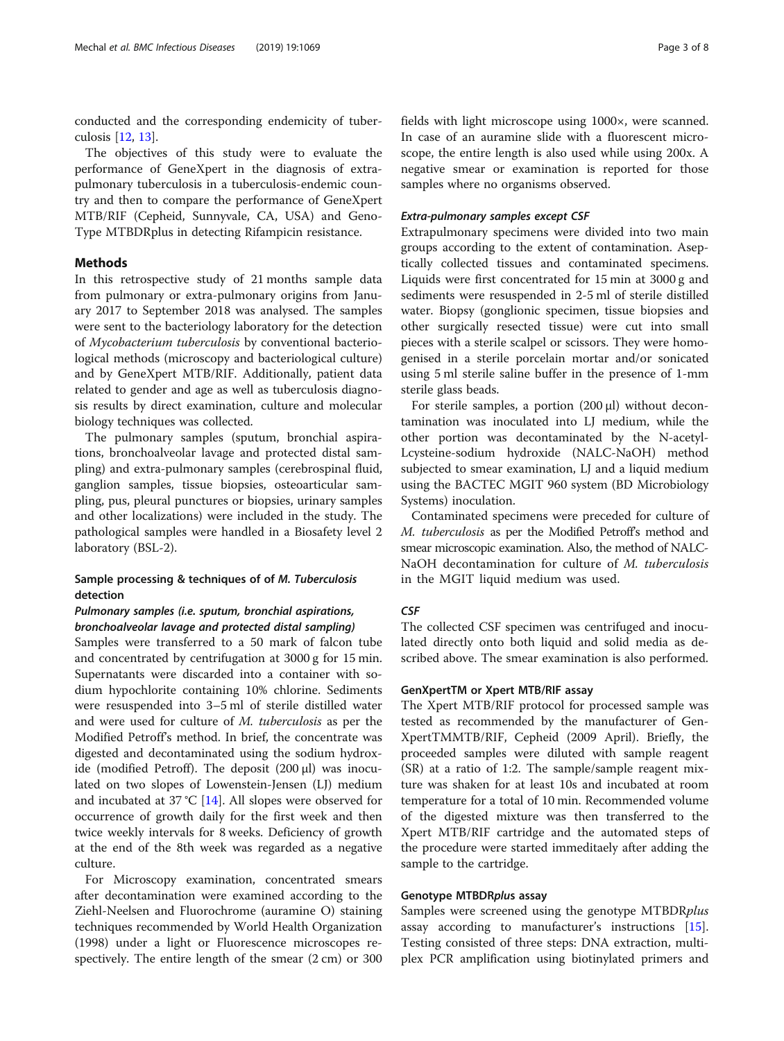conducted and the corresponding endemicity of tuberculosis [12, 13].

The objectives of this study were to evaluate the performance of GeneXpert in the diagnosis of extra-pulmonary tuberculosis in a tuberculosis-endemic country and then to compare the performance of GeneXpert MTB/RIF (Cepheid, Sunnyvale, CA, USA) and GenoType MTBDRplus in detecting Rifampicin resistance.

## Methods

In this retrospective study of 21 months sample data from pulmonary or extra-pulmonary origins from January 2017 to September 2018 was analysed. The samples were sent to the bacteriology laboratory for the detection of *Mycobacterium tuberculosis* by conventional bacteriological methods (microscopy and bacteriological culture) and by GeneXpert MTB/RIF. Additionally, patient data related to gender and age as well as tuberculosis diagnosis results by direct examination, culture and molecular biology techniques was collected.

The pulmonary samples (sputum, bronchial aspirations, bronchoalveolar lavage and protected distal sampling) and extra-pulmonary samples (cerebrospinal fluid, ganglion samples, tissue biopsies, osteoarticular sampling, pus, pleural punctures or biopsies, urinary samples and other localizations) were included in the study. The pathological samples were handled in a Biosafety level 2 laboratory (BSL-2).

### Sample processing & techniques of of *M. Tuberculosis* detection

#### *Pulmonary samples (i.e. sputum, bronchial aspirations, bronchoalveolar lavage and protected distal sampling)*

Samples were transferred to a 50 mark of falcon tube and concentrated by centrifugation at 3000 g for 15 min. Supernatants were discarded into a container with sodium hypochlorite containing 10% chlorine. Sediments were resuspended into 3–5 ml of sterile distilled water and were used for culture of *M. tuberculosis* as per the Modified Petroff's method. In brief, the concentrate was digested and decontaminated using the sodium hydroxide (modified Petroff). The deposit (200 μl) was inoculated on two slopes of Lowenstein-Jensen (LJ) medium and incubated at 37 °C [14]. All slopes were observed for occurrence of growth daily for the first week and then twice weekly intervals for 8 weeks. Deficiency of growth at the end of the 8th week was regarded as a negative culture.

For Microscopy examination, concentrated smears after decontamination were examined according to the Ziehl-Neelsen and Fluorochrome (auramine O) staining techniques recommended by World Health Organization (1998) under a light or Fluorescence microscopes respectively. The entire length of the smear (2 cm) or 300 fields with light microscope using 1000×, were scanned. In case of an auramine slide with a fluorescent microscope, the entire length is also used while using 200x. A negative smear or examination is reported for those samples where no organisms observed.

#### *Extra-pulmonary samples except CSF*

Extrapulmonary specimens were divided into two main groups according to the extent of contamination. Aseptically collected tissues and contaminated specimens. Liquids were first concentrated for 15 min at 3000 g and sediments were resuspended in 2-5 ml of sterile distilled water. Biopsy (ganglionic specimen, tissue biopsies and other surgically resected tissue) were cut into small pieces with a sterile scalpel or scissors. They were homogenised in a sterile porcelain mortar and/or sonicated using 5 ml sterile saline buffer in the presence of 1-mm sterile glass beads.

For sterile samples, a portion (200 μl) without decontamination was inoculated into LJ medium, while the other portion was decontaminated by the N-acetyl-Lcysteine-sodium hydroxide (NALC-NaOH) method subjected to smear examination, LJ and a liquid medium using the BACTEC MGIT 960 system (BD Microbiology Systems) inoculation.

Contaminated specimens were preceded for culture of *M. tuberculosis* as per the Modified Petroff's method and smear microscopic examination. Also, the method of NALC-NaOH decontamination for culture of *M. tuberculosis* in the MGIT liquid medium was used.

#### *CSF*

The collected CSF specimen was centrifuged and inoculated directly onto both liquid and solid media as described above. The smear examination is also performed.

### GenXpertTM or Xpert MTB/RIF assay

The Xpert MTB/RIF protocol for processed sample was tested as recommended by the manufacturer of GenXpertTMMTB/RIF, Cepheid (2009 April). Briefly, the proceeded samples were diluted with sample reagent (SR) at a ratio of 1:2. The sample/sample reagent mixture was shaken for at least 10s and incubated at room temperature for a total of 10 min. Recommended volume of the digested mixture was then transferred to the Xpert MTB/RIF cartridge and the automated steps of the procedure were started immediataely after adding the sample to the cartridge.

### Genotype MTBDRplus assay

Samples were screened using the genotype MTBDR*plus* assay according to manufacturer's instructions [15]. Testing consisted of three steps: DNA extraction, multiplex PCR amplification using biotinylated primers and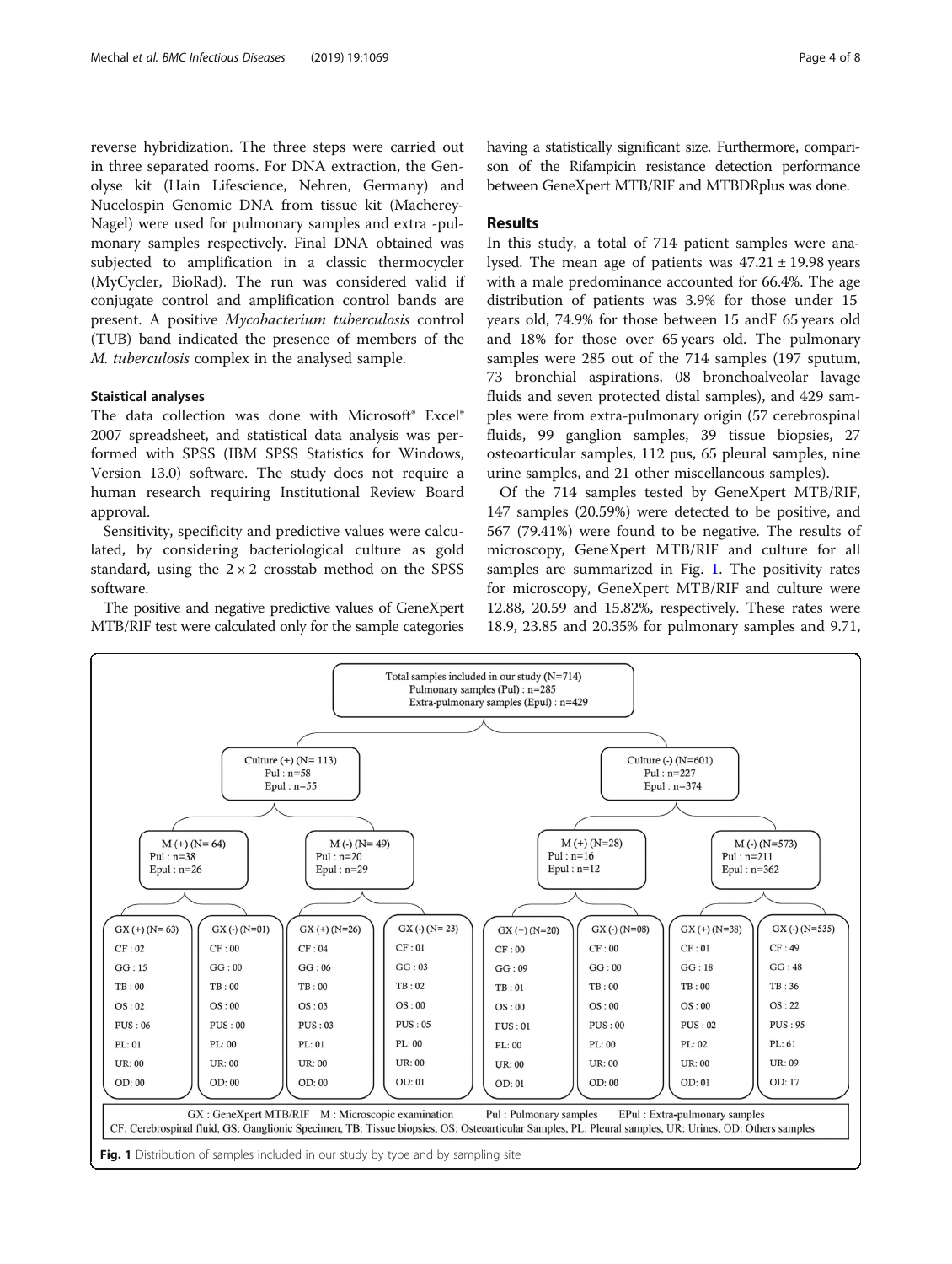reverse hybridization. The three steps were carried out in three separated rooms. For DNA extraction, the Genolyse kit (Hain Lifescience, Nehren, Germany) and Nucelospin Genomic DNA from tissue kit (Macherey-Nagel) were used for pulmonary samples and extra -pulmonary samples respectively. Final DNA obtained was subjected to amplification in a classic thermocycler (MyCycler, BioRad). The run was considered valid if conjugate control and amplification control bands are present. A positive *Mycobacterium tuberculosis* control (TUB) band indicated the presence of members of the *M. tuberculosis* complex in the analysed sample.

### Staistical analyses

The data collection was done with Microsoft® Excel® 2007 spreadsheet, and statistical data analysis was performed with SPSS (IBM SPSS Statistics for Windows, Version 13.0) software. The study does not require a human research requiring Institutional Review Board approval.

Sensitivity, specificity and predictive values were calculated, by considering bacteriological culture as gold standard, using the 2 × 2 crosstab method on the SPSS software.

The positive and negative predictive values of GeneXpert MTB/RIF test were calculated only for the sample categories having a statistically significant size. Furthermore, comparison of the Rifampicin resistance detection performance between GeneXpert MTB/RIF and MTBDRplus was done.

## Results

In this study, a total of 714 patient samples were analysed. The mean age of patients was 47.21 ± 19.98 years with a male predominance accounted for 66.4%. The age distribution of patients was 3.9% for those under 15 years old, 74.9% for those between 15 andF 65 years old and 18% for those over 65 years old. The pulmonary samples were 285 out of the 714 samples (197 sputum, 73 bronchial aspirations, 08 bronchoalveolar lavage fluids and seven protected distal samples), and 429 samples were from extra-pulmonary origin (57 cerebrospinal fluids, 99 ganglion samples, 39 tissue biopsies, 27 osteoarticular samples, 112 pus, 65 pleural samples, nine urine samples, and 21 other miscellaneous samples).

Of the 714 samples tested by GeneXpert MTB/RIF, 147 samples (20.59%) were detected to be positive, and 567 (79.41%) were found to be negative. The results of microscopy, GeneXpert MTB/RIF and culture for all samples are summarized in Fig. 1. The positivity rates for microscopy, GeneXpert MTB/RIF and culture were 12.88, 20.59 and 15.82%, respectively. These rates were 18.9, 23.85 and 20.35% for pulmonary samples and 9.71,

Total samples included in our study (N=714)
Pulmonary samples (Pul) : n=285
Extra-pulmonary samples (Epul) : n=429

- Culture (+) (N= 113) — Pul : n=58, Epul : n=55
  - M (+) (N= 64) — Pul : n=38, Epul : n=26
  - M (-) (N= 49) — Pul : n=20, Epul : n=29
- Culture (-) (N=601) — Pul : n=227, Epul : n=374
  - M (+) (N=28) — Pul : n=16, Epul : n=12
  - M (-) (N=573) — Pul : n=211, Epul : n=362

| | GX (+) (N= 63) | GX (-) (N=01) | GX (+) (N=26) | GX (-) (N= 23) | GX (+) (N=20) | GX (-) (N=08) | GX (+) (N=38) | GX (-) (N=535) |
|---|---|---|---|---|---|---|---|---|
| CF | 02 | 00 | 04 | 01 | 00 | 00 | 01 | 49 |
| GG | 15 | 00 | 06 | 03 | 09 | 00 | 18 | 48 |
| TB | 00 | 00 | 00 | 02 | 01 | 00 | 00 | 36 |
| OS | 02 | 00 | 03 | 00 | 00 | 00 | 00 | 22 |
| PUS | 06 | 00 | 03 | 05 | 01 | 00 | 02 | 95 |
| PL | 01 | 00 | 01 | 00 | 00 | 00 | 02 | 61 |
| UR | 00 | 00 | 00 | 00 | 00 | 00 | 00 | 09 |
| OD | 00 | 00 | 00 | 01 | 01 | 00 | 01 | 17 |

GX : GeneXpert MTB/RIF M : Microscopic examination Pul : Pulmonary samples EPul : Extra-pulmonary samples
CF: Cerebrospinal fluid, GS: Ganglionic Specimen, TB: Tissue biopsies, OS: Osteoarticular Samples, PL: Pleural samples, UR: Urines, OD: Others samples

**Fig. 1** Distribution of samples included in our study by type and by sampling site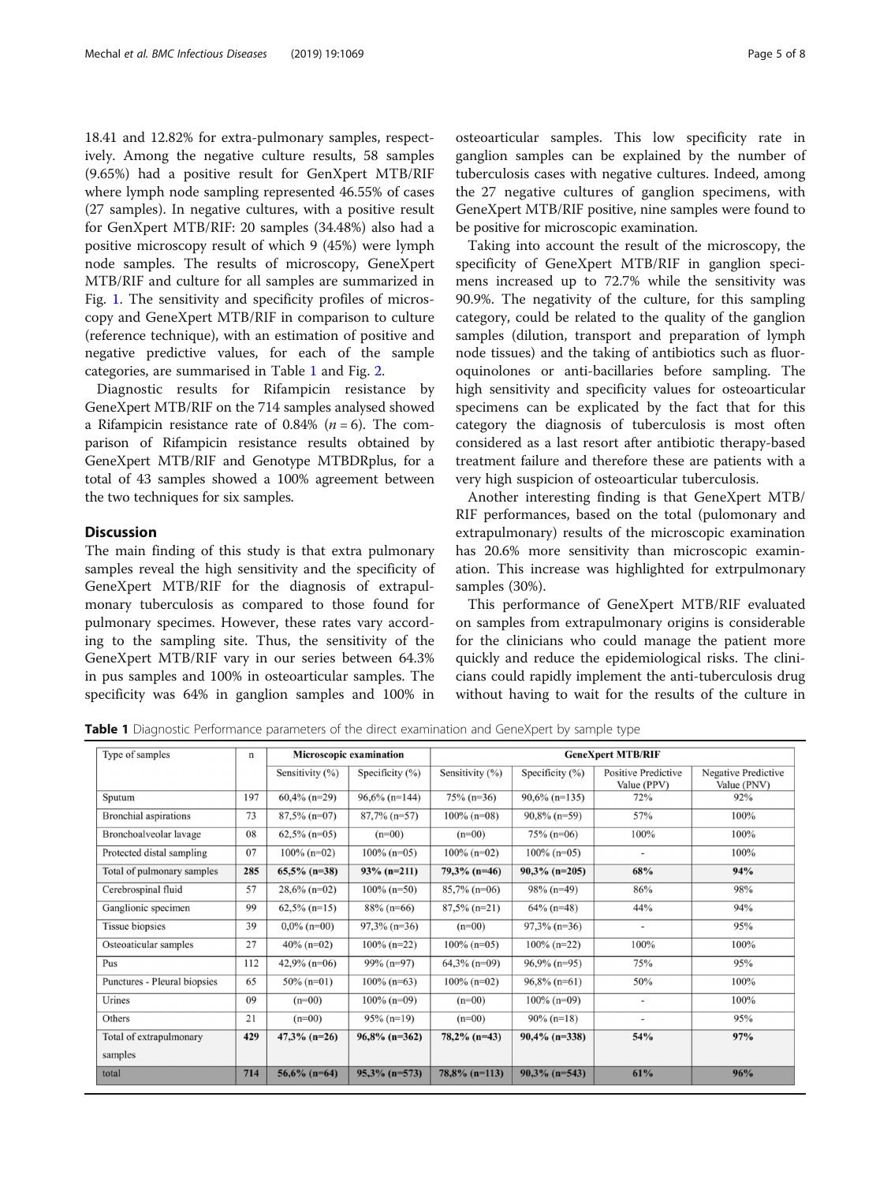18.41 and 12.82% for extra-pulmonary samples, respectively. Among the negative culture results, 58 samples (9.65%) had a positive result for GenXpert MTB/RIF where lymph node sampling represented 46.55% of cases (27 samples). In negative cultures, with a positive result for GenXpert MTB/RIF: 20 samples (34.48%) also had a positive microscopy result of which 9 (45%) were lymph node samples. The results of microscopy, GeneXpert MTB/RIF and culture for all samples are summarized in Fig. 1. The sensitivity and specificity profiles of microscopy and GeneXpert MTB/RIF in comparison to culture (reference technique), with an estimation of positive and negative predictive values, for each of the sample categories, are summarised in Table 1 and Fig. 2.

Diagnostic results for Rifampicin resistance by GeneXpert MTB/RIF on the 714 samples analysed showed a Rifampicin resistance rate of 0.84% ($n = 6$). The comparison of Rifampicin resistance results obtained by GeneXpert MTB/RIF and Genotype MTBDRplus, for a total of 43 samples showed a 100% agreement between the two techniques for six samples.

## Discussion

The main finding of this study is that extra pulmonary samples reveal the high sensitivity and the specificity of GeneXpert MTB/RIF for the diagnosis of extrapulmonary tuberculosis as compared to those found for pulmonary specimens. However, these rates vary according to the sampling site. Thus, the sensitivity of the GeneXpert MTB/RIF vary in our series between 64.3% in pus samples and 100% in osteoarticular samples. The specificity was 64% in ganglion samples and 100% in osteoarticular samples. This low specificity rate in ganglion samples can be explained by the number of tuberculosis cases with negative cultures. Indeed, among the 27 negative cultures of ganglion specimens, with GeneXpert MTB/RIF positive, nine samples were found to be positive for microscopic examination.

Taking into account the result of the microscopy, the specificity of GeneXpert MTB/RIF in ganglion specimens increased up to 72.7% while the sensitivity was 90.9%. The negativity of the culture, for this sampling category, could be related to the quality of the ganglion samples (dilution, transport and preparation of lymph node tissues) and the taking of antibiotics such as fluoroquinolones or anti-bacillaries before sampling. The high sensitivity and specificity values for osteoarticular specimens can be explicated by the fact that for this category the diagnosis of tuberculosis is most often considered as a last resort after antibiotic therapy-based treatment failure and therefore these are patients with a very high suspicion of osteoarticular tuberculosis.

Another interesting finding is that GeneXpert MTB/RIF performances, based on the total (pulomonary and extrapulmonary) results of the microscopic examination has 20.6% more sensitivity than microscopic examination. This increase was highlighted for extrpulmonary samples (30%).

This performance of GeneXpert MTB/RIF evaluated on samples from extrapulmonary origins is considerable for the clinicians who could manage the patient more quickly and reduce the epidemiological risks. The clinicians could rapidly implement the anti-tuberculosis drug without having to wait for the results of the culture in

**Table 1** Diagnostic Performance parameters of the direct examination and GeneXpert by sample type

| Type of samples | n | Microscopic examination | | GeneXpert MTB/RIF | | | |
|---|---|---|---|---|---|---|---|
| | | Sensitivity (%) | Specificity (%) | Sensitivity (%) | Specificity (%) | Positive Predictive Value (PPV) | Negative Predictive Value (PNV) |
| Sputum | 197 | 60,4% (n=29) | 96,6% (n=144) | 75% (n=36) | 90,6% (n=135) | 72% | 92% |
| Bronchial aspirations | 73 | 87,5% (n=07) | 87,7% (n=57) | 100% (n=08) | 90,8% (n=59) | 57% | 100% |
| Bronchoalveolar lavage | 08 | 62,5% (n=05) | (n=00) | (n=00) | 75% (n=06) | 100% | 100% |
| Protected distal sampling | 07 | 100% (n=02) | 100% (n=05) | 100% (n=02) | 100% (n=05) | - | 100% |
| **Total of pulmonary samples** | **285** | **65,5% (n=38)** | **93% (n=211)** | **79,3% (n=46)** | **90,3% (n=205)** | **68%** | **94%** |
| Cerebrospinal fluid | 57 | 28,6% (n=02) | 100% (n=50) | 85,7% (n=06) | 98% (n=49) | 86% | 98% |
| Ganglionic specimen | 99 | 62,5% (n=15) | 88% (n=66) | 87,5% (n=21) | 64% (n=48) | 44% | 94% |
| Tissue biopsies | 39 | 0,0% (n=00) | 97,3% (n=36) | (n=00) | 97,3% (n=36) | - | 95% |
| Osteoaticular samples | 27 | 40% (n=02) | 100% (n=22) | 100% (n=05) | 100% (n=22) | 100% | 100% |
| Pus | 112 | 42,9% (n=06) | 99% (n=97) | 64,3% (n=09) | 96,9% (n=95) | 75% | 95% |
| Punctures - Pleural biopsies | 65 | 50% (n=01) | 100% (n=63) | 100% (n=02) | 96,8% (n=61) | 50% | 100% |
| Urines | 09 | (n=00) | 100% (n=09) | (n=00) | 100% (n=09) | - | 100% |
| Others | 21 | (n=00) | 95% (n=19) | (n=00) | 90% (n=18) | - | 95% |
| **Total of extrapulmonary samples** | **429** | **47,3% (n=26)** | **96,8% (n=362)** | **78,2% (n=43)** | **90,4% (n=338)** | **54%** | **97%** |
| **total** | **714** | **56,6% (n=64)** | **95,3% (n=573)** | **78,8% (n=113)** | **90,3% (n=543)** | **61%** | **96%** |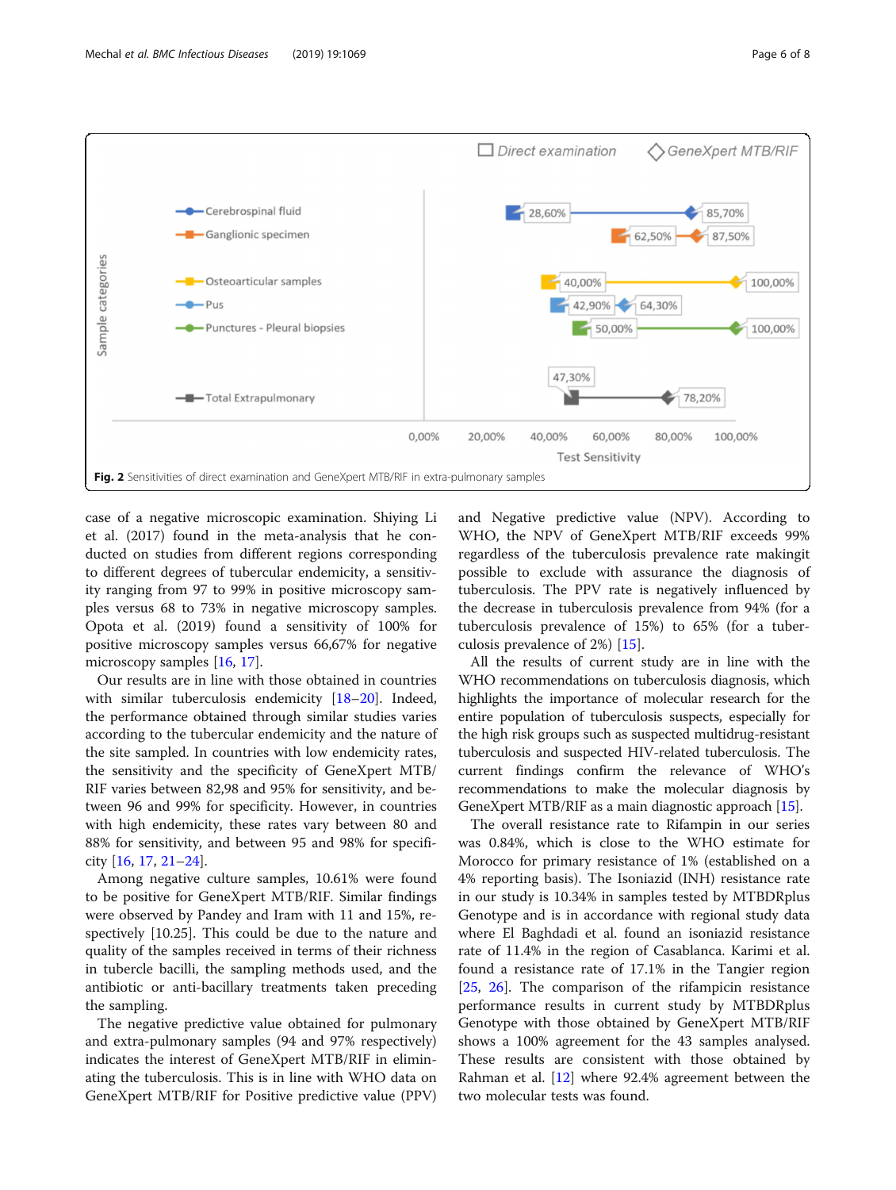Fig. 2 Sensitivities of direct examination and GeneXpert MTB/RIF in extra-pulmonary samples

case of a negative microscopic examination. Shiying Li et al. (2017) found in the meta-analysis that he conducted on studies from different regions corresponding to different degrees of tubercular endemicity, a sensitivity ranging from 97 to 99% in positive microscopy samples versus 68 to 73% in negative microscopy samples. Opota et al. (2019) found a sensitivity of 100% for positive microscopy samples versus 66,67% for negative microscopy samples [16, 17].

Our results are in line with those obtained in countries with similar tuberculosis endemicity [18–20]. Indeed, the performance obtained through similar studies varies according to the tubercular endemicity and the nature of the site sampled. In countries with low endemicity rates, the sensitivity and the specificity of GeneXpert MTB/RIF varies between 82,98 and 95% for sensitivity, and between 96 and 99% for specificity. However, in countries with high endemicity, these rates vary between 80 and 88% for sensitivity, and between 95 and 98% for specificity [16, 17, 21–24].

Among negative culture samples, 10.61% were found to be positive for GeneXpert MTB/RIF. Similar findings were observed by Pandey and Iram with 11 and 15%, respectively [10.25]. This could be due to the nature and quality of the samples received in terms of their richness in tubercle bacilli, the sampling methods used, and the antibiotic or anti-bacillary treatments taken preceding the sampling.

The negative predictive value obtained for pulmonary and extra-pulmonary samples (94 and 97% respectively) indicates the interest of GeneXpert MTB/RIF in eliminating the tuberculosis. This is in line with WHO data on GeneXpert MTB/RIF for Positive predictive value (PPV) and Negative predictive value (NPV). According to WHO, the NPV of GeneXpert MTB/RIF exceeds 99% regardless of the tuberculosis prevalence rate makingit possible to exclude with assurance the diagnosis of tuberculosis. The PPV rate is negatively influenced by the decrease in tuberculosis prevalence from 94% (for a tuberculosis prevalence of 15%) to 65% (for a tuberculosis prevalence of 2%) [15].

All the results of current study are in line with the WHO recommendations on tuberculosis diagnosis, which highlights the importance of molecular research for the entire population of tuberculosis suspects, especially for the high risk groups such as suspected multidrug-resistant tuberculosis and suspected HIV-related tuberculosis. The current findings confirm the relevance of WHO's recommendations to make the molecular diagnosis by GeneXpert MTB/RIF as a main diagnostic approach [15].

The overall resistance rate to Rifampin in our series was 0.84%, which is close to the WHO estimate for Morocco for primary resistance of 1% (established on a 4% reporting basis). The Isoniazid (INH) resistance rate in our study is 10.34% in samples tested by MTBDRplus Genotype and is in accordance with regional study data where El Baghdadi et al. found an isoniazid resistance rate of 11.4% in the region of Casablanca. Karimi et al. found a resistance rate of 17.1% in the Tangier region [25, 26]. The comparison of the rifampicin resistance performance results in current study by MTBDRplus Genotype with those obtained by GeneXpert MTB/RIF shows a 100% agreement for the 43 samples analysed. These results are consistent with those obtained by Rahman et al. [12] where 92.4% agreement between the two molecular tests was found.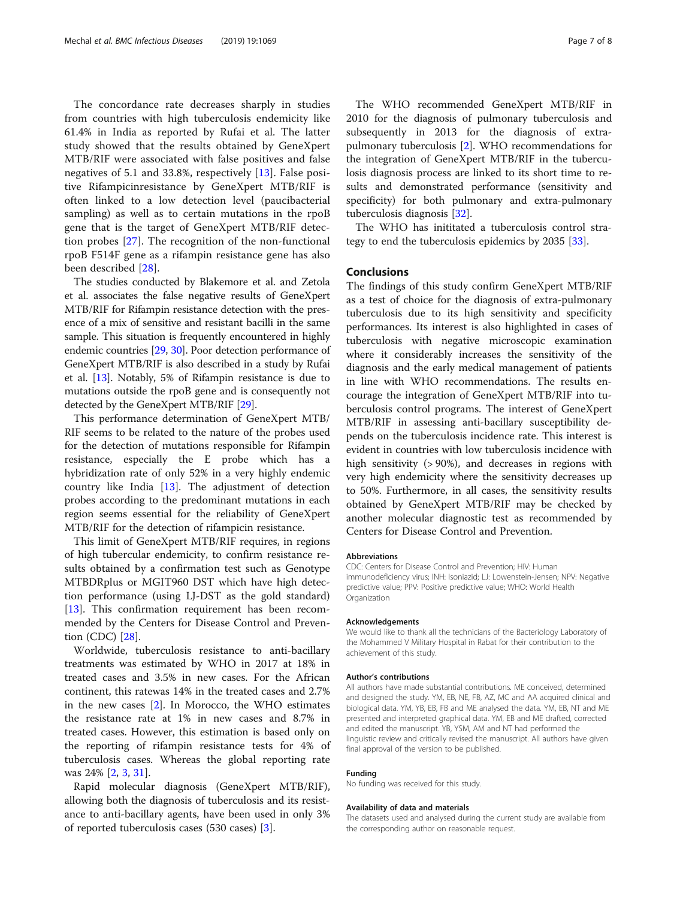The concordance rate decreases sharply in studies from countries with high tuberculosis endemicity like 61.4% in India as reported by Rufai et al. The latter study showed that the results obtained by GeneXpert MTB/RIF were associated with false positives and false negatives of 5.1 and 33.8%, respectively [13]. False positive Rifampicinresistance by GeneXpert MTB/RIF is often linked to a low detection level (paucibacterial sampling) as well as to certain mutations in the rpoB gene that is the target of GeneXpert MTB/RIF detection probes [27]. The recognition of the non-functional rpoB F514F gene as a rifampin resistance gene has also been described [28].

The studies conducted by Blakemore et al. and Zetola et al. associates the false negative results of GeneXpert MTB/RIF for Rifampin resistance detection with the presence of a mix of sensitive and resistant bacilli in the same sample. This situation is frequently encountered in highly endemic countries [29, 30]. Poor detection performance of GeneXpert MTB/RIF is also described in a study by Rufai et al. [13]. Notably, 5% of Rifampin resistance is due to mutations outside the rpoB gene and is consequently not detected by the GeneXpert MTB/RIF [29].

This performance determination of GeneXpert MTB/RIF seems to be related to the nature of the probes used for the detection of mutations responsible for Rifampin resistance, especially the E probe which has a hybridization rate of only 52% in a very highly endemic country like India [13]. The adjustment of detection probes according to the predominant mutations in each region seems essential for the reliability of GeneXpert MTB/RIF for the detection of rifampicin resistance.

This limit of GeneXpert MTB/RIF requires, in regions of high tubercular endemicity, to confirm resistance results obtained by a confirmation test such as Genotype MTBDRplus or MGIT960 DST which have high detection performance (using LJ-DST as the gold standard) [13]. This confirmation requirement has been recommended by the Centers for Disease Control and Prevention (CDC) [28].

Worldwide, tuberculosis resistance to anti-bacillary treatments was estimated by WHO in 2017 at 18% in treated cases and 3.5% in new cases. For the African continent, this ratewas 14% in the treated cases and 2.7% in the new cases [2]. In Morocco, the WHO estimates the resistance rate at 1% in new cases and 8.7% in treated cases. However, this estimation is based only on the reporting of rifampin resistance tests for 4% of tuberculosis cases. Whereas the global reporting rate was 24% [2, 3, 31].

Rapid molecular diagnosis (GeneXpert MTB/RIF), allowing both the diagnosis of tuberculosis and its resistance to anti-bacillary agents, have been used in only 3% of reported tuberculosis cases (530 cases) [3].

The WHO recommended GeneXpert MTB/RIF in 2010 for the diagnosis of pulmonary tuberculosis and subsequently in 2013 for the diagnosis of extra-pulmonary tuberculosis [2]. WHO recommendations for the integration of GeneXpert MTB/RIF in the tuberculosis diagnosis process are linked to its short time to results and demonstrated performance (sensitivity and specificity) for both pulmonary and extra-pulmonary tuberculosis diagnosis [32].

The WHO has inititated a tuberculosis control strategy to end the tuberculosis epidemics by 2035 [33].

## Conclusions

The findings of this study confirm GeneXpert MTB/RIF as a test of choice for the diagnosis of extra-pulmonary tuberculosis due to its high sensitivity and specificity performances. Its interest is also highlighted in cases of tuberculosis with negative microscopic examination where it considerably increases the sensitivity of the diagnosis and the early medical management of patients in line with WHO recommendations. The results encourage the integration of GeneXpert MTB/RIF into tuberculosis control programs. The interest of GeneXpert MTB/RIF in assessing anti-bacillary susceptibility depends on the tuberculosis incidence rate. This interest is evident in countries with low tuberculosis incidence with high sensitivity (> 90%), and decreases in regions with very high endemicity where the sensitivity decreases up to 50%. Furthermore, in all cases, the sensitivity results obtained by GeneXpert MTB/RIF may be checked by another molecular diagnostic test as recommended by Centers for Disease Control and Prevention.

### Abbreviations

CDC: Centers for Disease Control and Prevention; HIV: Human immunodeficiency virus; INH: Isoniazid; LJ: Lowenstein-Jensen; NPV: Negative predictive value; PPV: Positive predictive value; WHO: World Health Organization

### Acknowledgements

We would like to thank all the technicians of the Bacteriology Laboratory of the Mohammed V Military Hospital in Rabat for their contribution to the achievement of this study.

### Author's contributions

All authors have made substantial contributions. ME conceived, determined and designed the study. YM, EB, NE, FB, AZ, MC and AA acquired clinical and biological data. YM, YB, EB, FB and ME analysed the data. YM, EB, NT and ME presented and interpreted graphical data. YM, EB and ME drafted, corrected and edited the manuscript. YB, YSM, AM and NT had performed the linguistic review and critically revised the manuscript. All authors have given final approval of the version to be published.

### Funding

No funding was received for this study.

### Availability of data and materials

The datasets used and analysed during the current study are available from the corresponding author on reasonable request.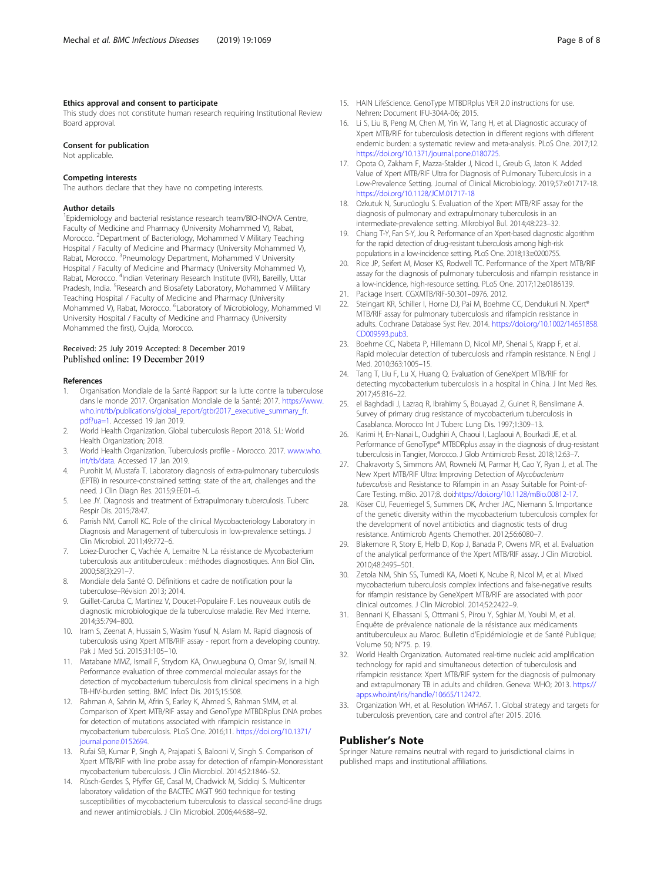### Ethics approval and consent to participate

This study does not constitute human research requiring Institutional Review Board approval.

### Consent for publication

Not applicable.

### Competing interests

The authors declare that they have no competing interests.

### Author details

[1]Epidemiology and bacterial resistance research team/BIO-INOVA Centre, Faculty of Medicine and Pharmacy (University Mohammed V), Rabat, Morocco. [2]Department of Bacteriology, Mohammed V Military Teaching Hospital / Faculty of Medicine and Pharmacy (University Mohammed V), Rabat, Morocco. [3]Pneumology Department, Mohammed V University Hospital / Faculty of Medicine and Pharmacy (University Mohammed V), Rabat, Morocco. [4]Indian Veterinary Research Institute (IVRI), Bareilly, Uttar Pradesh, India. [5]Research and Biosafety Laboratory, Mohammed V Military Teaching Hospital / Faculty of Medicine and Pharmacy (University Mohammed V), Rabat, Morocco. [6]Laboratory of Microbiology, Mohammed VI University Hospital / Faculty of Medicine and Pharmacy (University Mohammed the first), Oujda, Morocco.

Received: 25 July 2019 Accepted: 8 December 2019
Published online: 19 December 2019

### References

1. Organisation Mondiale de la Santé Rapport sur la lutte contre la tuberculose dans le monde 2017. Organisation Mondiale de la Santé; 2017. https://www.who.int/tb/publications/global_report/gtbr2017_executive_summary_fr.pdf?ua=1. Accessed 19 Jan 2019.
2. World Health Organization. Global tuberculosis Report 2018. S.l.: World Health Organization; 2018.
3. World Health Organization. Tuberculosis profile - Morocco. 2017. www.who.int/tb/data. Accessed 17 Jan 2019.
4. Purohit M, Mustafa T. Laboratory diagnosis of extra-pulmonary tuberculosis (EPTB) in resource-constrained setting: state of the art, challenges and the need. J Clin Diagn Res. 2015;9:EE01–6.
5. Lee JY. Diagnosis and treatment of Extrapulmonary tuberculosis. Tuberc Respir Dis. 2015;78:47.
6. Parrish NM, Carroll KC. Role of the clinical Mycobacteriology Laboratory in Diagnosis and Management of tuberculosis in low-prevalence settings. J Clin Microbiol. 2011;49:772–6.
7. Loïez-Durocher C, Vachée A, Lemaitre N. La résistance de Mycobacterium tuberculosis aux antituberculeux : méthodes diagnostiques. Ann Biol Clin. 2000;58(3):291–7.
8. Mondiale dela Santé O. Définitions et cadre de notification pour la tuberculose–Révision 2013; 2014.
9. Guillet-Caruba C, Martinez V, Doucet-Populaire F. Les nouveaux outils de diagnostic microbiologique de la tuberculose maladie. Rev Med Interne. 2014;35:794–800.
10. Iram S, Zeenat A, Hussain S, Wasim Yusuf N, Aslam M. Rapid diagnosis of tuberculosis using Xpert MTB/RIF assay - report from a developing country. Pak J Med Sci. 2015;31:105–10.
11. Matabane MMZ, Ismail F, Strydom KA, Onwuegbuna O, Omar SV, Ismail N. Performance evaluation of three commercial molecular assays for the detection of mycobacterium tuberculosis from clinical specimens in a high TB-HIV-burden setting. BMC Infect Dis. 2015;15:508.
12. Rahman A, Sahrin M, Afrin S, Earley K, Ahmed S, Rahman SMM, et al. Comparison of Xpert MTB/RIF assay and GenoType MTBDRplus DNA probes for detection of mutations associated with rifampicin resistance in mycobacterium tuberculosis. PLoS One. 2016;11. https://doi.org/10.1371/journal.pone.0152694.
13. Rufai SB, Kumar P, Singh A, Prajapati S, Balooni V, Singh S. Comparison of Xpert MTB/RIF with line probe assay for detection of rifampin-Monoresistant mycobacterium tuberculosis. J Clin Microbiol. 2014;52:1846–52.
14. Rüsch-Gerdes S, Pfyffer GE, Casal M, Chadwick M, Siddiqi S. Multicenter laboratory validation of the BACTEC MGIT 960 technique for testing susceptibilities of mycobacterium tuberculosis to classical second-line drugs and newer antimicrobials. J Clin Microbiol. 2006;44:688–92.
15. HAIN LifeScience. GenoType MTBDRplus VER 2.0 instructions for use. Nehren: Document IFU-304A-06; 2015.
16. Li S, Liu B, Peng M, Chen M, Yin W, Tang H, et al. Diagnostic accuracy of Xpert MTB/RIF for tuberculosis detection in different regions with different endemic burden: a systematic review and meta-analysis. PLoS One. 2017;12. https://doi.org/10.1371/journal.pone.0180725.
17. Opota O, Zakham F, Mazza-Stalder J, Nicod L, Greub G, Jaton K. Added Value of Xpert MTB/RIF Ultra for Diagnosis of Pulmonary Tuberculosis in a Low-Prevalence Setting. Journal of Clinical Microbiology. 2019;57:e01717-18. https://doi.org/10.1128/JCM.01717-18
18. Ozkutuk N, Surucüoglu S. Evaluation of the Xpert MTB/RIF assay for the diagnosis of pulmonary and extrapulmonary tuberculosis in an intermediate-prevalence setting. Mikrobiyol Bul. 2014;48:223–32.
19. Chiang T-Y, Fan S-Y, Jou R. Performance of an Xpert-based diagnostic algorithm for the rapid detection of drug-resistant tuberculosis among high-risk populations in a low-incidence setting. PLoS One. 2018;13:e0200755.
20. Rice JP, Seifert M, Moser KS, Rodwell TC. Performance of the Xpert MTB/RIF assay for the diagnosis of pulmonary tuberculosis and rifampin resistance in a low-incidence, high-resource setting. PLoS One. 2017;12:e0186139.
21. Package Insert. CGXMTB/RIF-50.301–0976. 2012.
22. Steingart KR, Schiller I, Horne DJ, Pai M, Boehme CC, Dendukuri N. Xpert® MTB/RIF assay for pulmonary tuberculosis and rifampicin resistance in adults. Cochrane Database Syst Rev. 2014. https://doi.org/10.1002/14651858.CD009593.pub3.
23. Boehme CC, Nabeta P, Hillemann D, Nicol MP, Shenai S, Krapp F, et al. Rapid molecular detection of tuberculosis and rifampin resistance. N Engl J Med. 2010;363:1005–15.
24. Tang T, Liu F, Lu X, Huang Q. Evaluation of GeneXpert MTB/RIF for detecting mycobacterium tuberculosis in a hospital in China. J Int Med Res. 2017;45:816–22.
25. el Baghdadi J, Lazraq R, Ibrahimy S, Bouayad Z, Guinet R, Benslimane A. Survey of primary drug resistance of mycobacterium tuberculosis in Casablanca. Morocco Int J Tuberc Lung Dis. 1997;1:309–13.
26. Karimi H, En-Nanai L, Oudghiri A, Chaoui I, Laglaoui A, Bourkadi JE, et al. Performance of GenoType® MTBDRplus assay in the diagnosis of drug-resistant tuberculosis in Tangier, Morocco. J Glob Antimicrob Resist. 2018;12:63–7.
27. Chakravorty S, Simmons AM, Rowneki M, Parmar H, Cao Y, Ryan J, et al. The New Xpert MTB/RIF Ultra: Improving Detection of *Mycobacterium tuberculosis* and Resistance to Rifampin in an Assay Suitable for Point-of-Care Testing. mBio. 2017;8. doi:https://doi.org/10.1128/mBio.00812-17.
28. Köser CU, Feuerriegel S, Summers DK, Archer JAC, Niemann S. Importance of the genetic diversity within the mycobacterium tuberculosis complex for the development of novel antibiotics and diagnostic tests of drug resistance. Antimicrob Agents Chemother. 2012;56:6080–7.
29. Blakemore R, Story E, Helb D, Kop J, Banada P, Owens MR, et al. Evaluation of the analytical performance of the Xpert MTB/RIF assay. J Clin Microbiol. 2010;48:2495–501.
30. Zetola NM, Shin SS, Tumedi KA, Moeti K, Ncube R, Nicol M, et al. Mixed mycobacterium tuberculosis complex infections and false-negative results for rifampin resistance by GeneXpert MTB/RIF are associated with poor clinical outcomes. J Clin Microbiol. 2014;52:2422–9.
31. Bennani K, Elhassani S, Ottmani S, Pirou Y, Sghiar M, Youbi M, et al. Enquête de prévalence nationale de la résistance aux médicaments antituberculeux au Maroc. Bulletin d'Epidémiologie et de Santé Publique; Volume 50; N°75. p. 19.
32. World Health Organization. Automated real-time nucleic acid amplification technology for rapid and simultaneous detection of tuberculosis and rifampicin resistance: Xpert MTB/RIF system for the diagnosis of pulmonary and extrapulmonary TB in adults and children. Geneva: WHO; 2013. https://apps.who.int/iris/handle/10665/112472.
33. Organization WH, et al. Resolution WHA67. 1. Global strategy and targets for tuberculosis prevention, care and control after 2015. 2016.

## Publisher's Note

Springer Nature remains neutral with regard to jurisdictional claims in published maps and institutional affiliations.